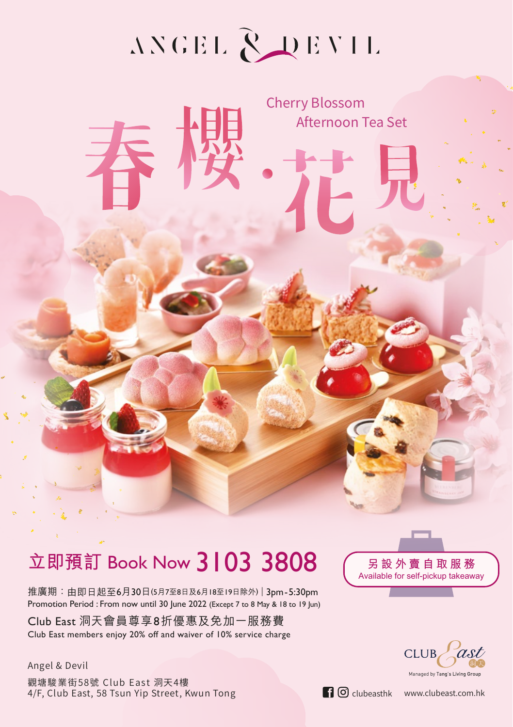# ANGEL & DEVIL

## 春櫻·花見

### Cherry Blossom Afternoon Tea Set

## 立即預訂 Book Now 3103 3808

另設外賣自取服務
Available for self-pickup takeaway

推廣期：由即日起至6月30日(5月7至8日及6月18至19日除外) | 3pm - 5:30pm
Promotion Period : From now until 30 June 2022 (Except 7 to 8 May & 18 to 19 Jun)

Club East 洞天會員尊享8折優惠及免加一服務費
Club East members enjoy 20% off and waiver of 10% service charge

Angel & Devil

觀塘駿業街58號 Club East 洞天4樓
4/F, Club East, 58 Tsun Yip Street, Kwun Tong

CLUB East 洞天
Managed by Tang's Living Group

clubeasthk www.clubeast.com.hk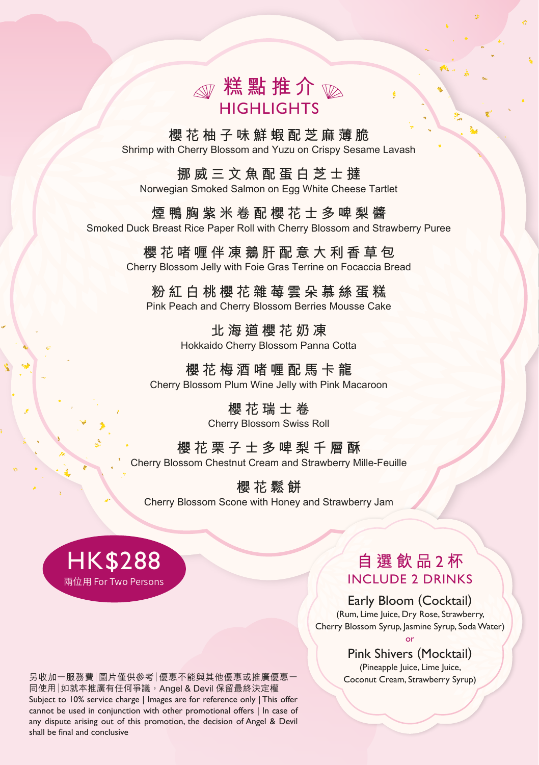## 糕點推介 HIGHLIGHTS

櫻花柚子味鮮蝦配芝麻薄脆
Shrimp with Cherry Blossom and Yuzu on Crispy Sesame Lavash

挪威三文魚配蛋白芝士撻
Norwegian Smoked Salmon on Egg White Cheese Tartlet

煙鴨胸紫米卷配櫻花士多啤梨醬
Smoked Duck Breast Rice Paper Roll with Cherry Blossom and Strawberry Puree

櫻花啫喱伴凍鵝肝配意大利香草包
Cherry Blossom Jelly with Foie Gras Terrine on Focaccia Bread

粉紅白桃櫻花雜莓雲朵慕絲蛋糕
Pink Peach and Cherry Blossom Berries Mousse Cake

北海道櫻花奶凍
Hokkaido Cherry Blossom Panna Cotta

櫻花梅酒啫喱配馬卡龍
Cherry Blossom Plum Wine Jelly with Pink Macaroon

櫻花瑞士卷
Cherry Blossom Swiss Roll

櫻花栗子士多啤梨千層酥
Cherry Blossom Chestnut Cream and Strawberry Mille-Feuille

櫻花鬆餅
Cherry Blossom Scone with Honey and Strawberry Jam

**HK$288**
兩位用 For Two Persons

## 自選飲品2杯 INCLUDE 2 DRINKS

**Early Bloom (Cocktail)**
(Rum, Lime Juice, Dry Rose, Strawberry, Cherry Blossom Syrup, Jasmine Syrup, Soda Water)

or

**Pink Shivers (Mocktail)**
(Pineapple Juice, Lime Juice, Coconut Cream, Strawberry Syrup)

另收加一服務費|圖片僅供參考|優惠不能與其他優惠或推廣優惠一同使用|如就本推廣有任何爭議，Angel & Devil 保留最終決定權
Subject to 10% service charge | Images are for reference only | This offer cannot be used in conjunction with other promotional offers | In case of any dispute arising out of this promotion, the decision of Angel & Devil shall be final and conclusive